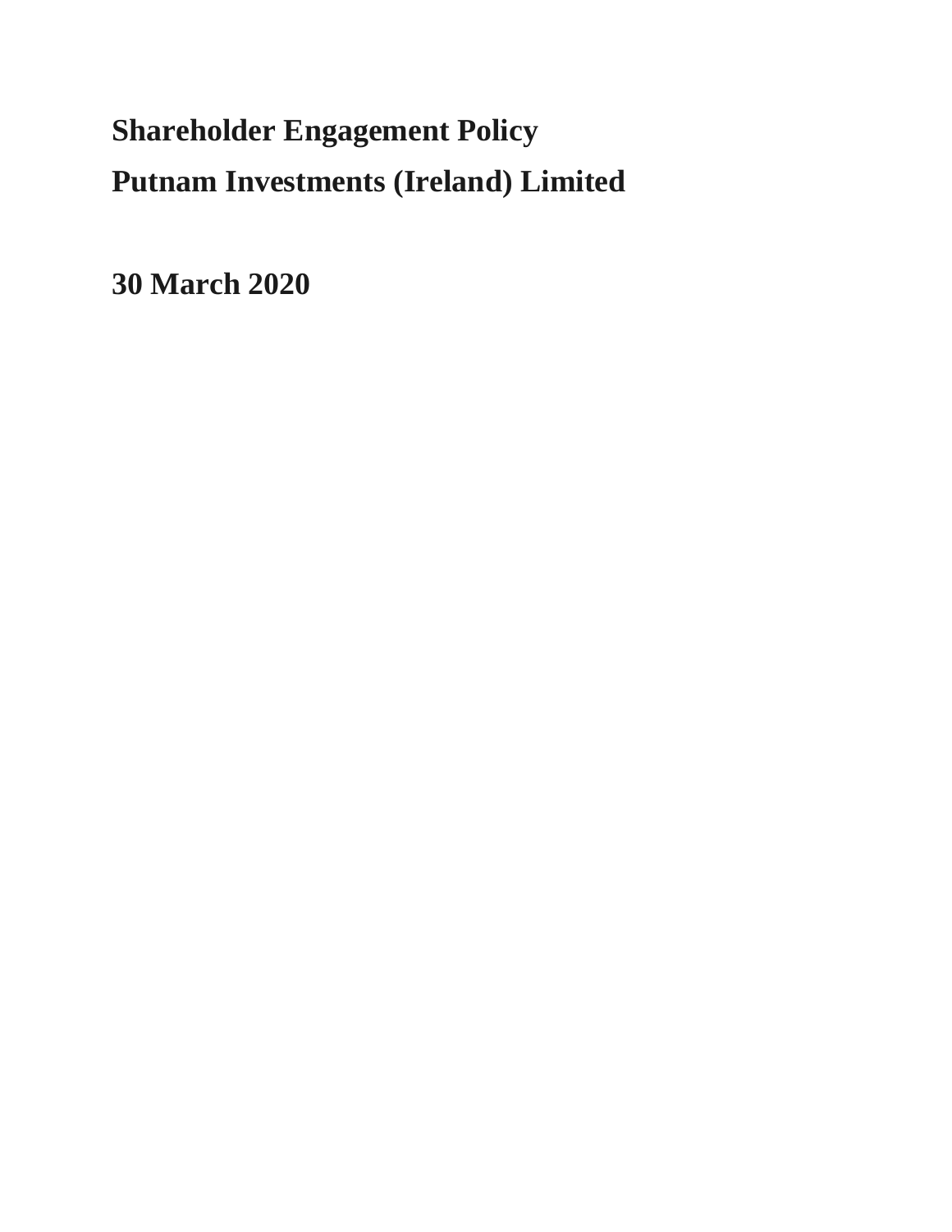# Shareholder Engagement Policy

# Putnam Investments (Ireland) Limited

**30 March 2020**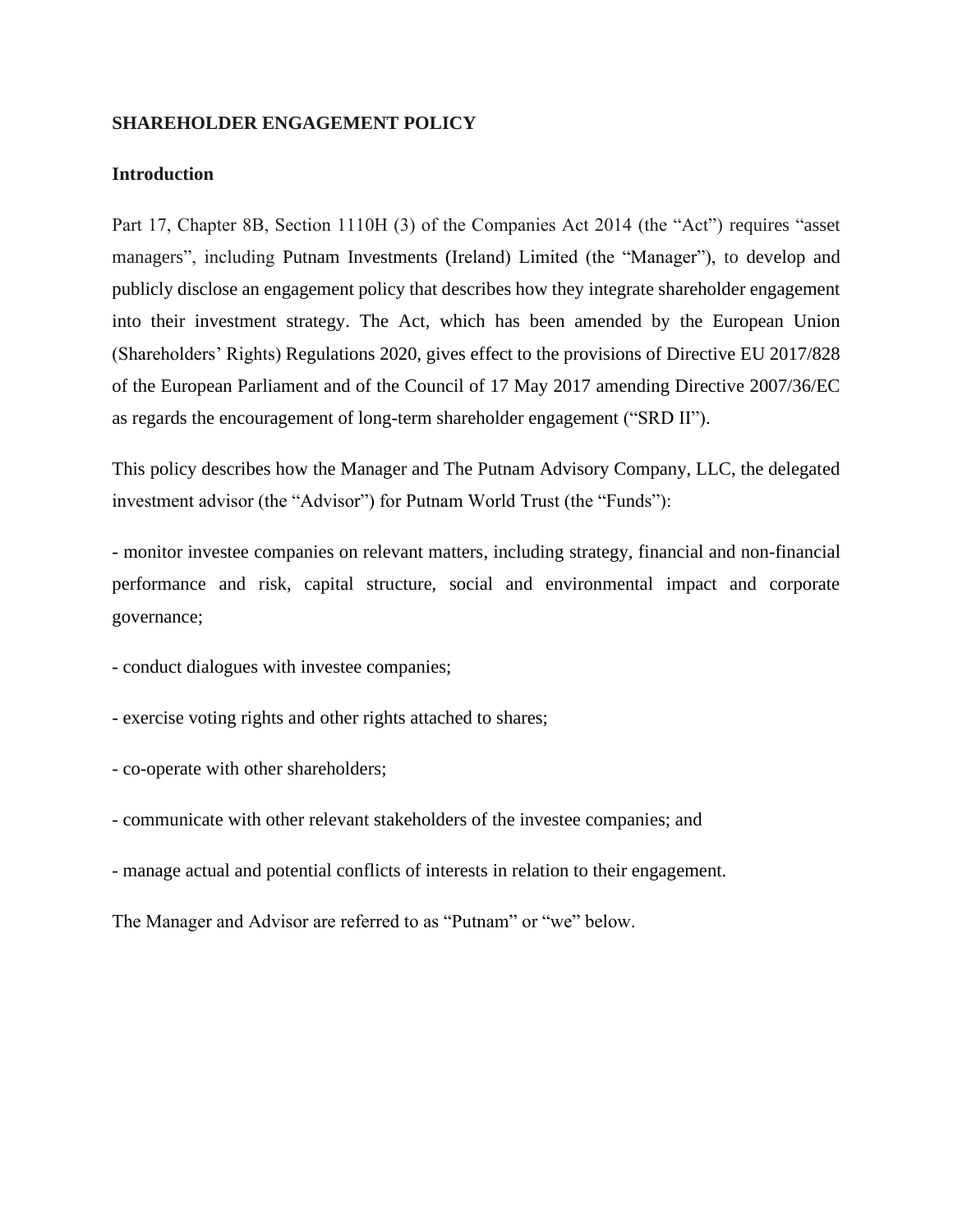**SHAREHOLDER ENGAGEMENT POLICY**

**Introduction**

Part 17, Chapter 8B, Section 1110H (3) of the Companies Act 2014 (the "Act") requires "asset managers", including Putnam Investments (Ireland) Limited (the "Manager"), to develop and publicly disclose an engagement policy that describes how they integrate shareholder engagement into their investment strategy. The Act, which has been amended by the European Union (Shareholders' Rights) Regulations 2020, gives effect to the provisions of Directive EU 2017/828 of the European Parliament and of the Council of 17 May 2017 amending Directive 2007/36/EC as regards the encouragement of long-term shareholder engagement ("SRD II").

This policy describes how the Manager and The Putnam Advisory Company, LLC, the delegated investment advisor (the "Advisor") for Putnam World Trust (the "Funds"):

- monitor investee companies on relevant matters, including strategy, financial and non-financial performance and risk, capital structure, social and environmental impact and corporate governance;
- conduct dialogues with investee companies;
- exercise voting rights and other rights attached to shares;
- co-operate with other shareholders;
- communicate with other relevant stakeholders of the investee companies; and
- manage actual and potential conflicts of interests in relation to their engagement.

The Manager and Advisor are referred to as "Putnam" or "we" below.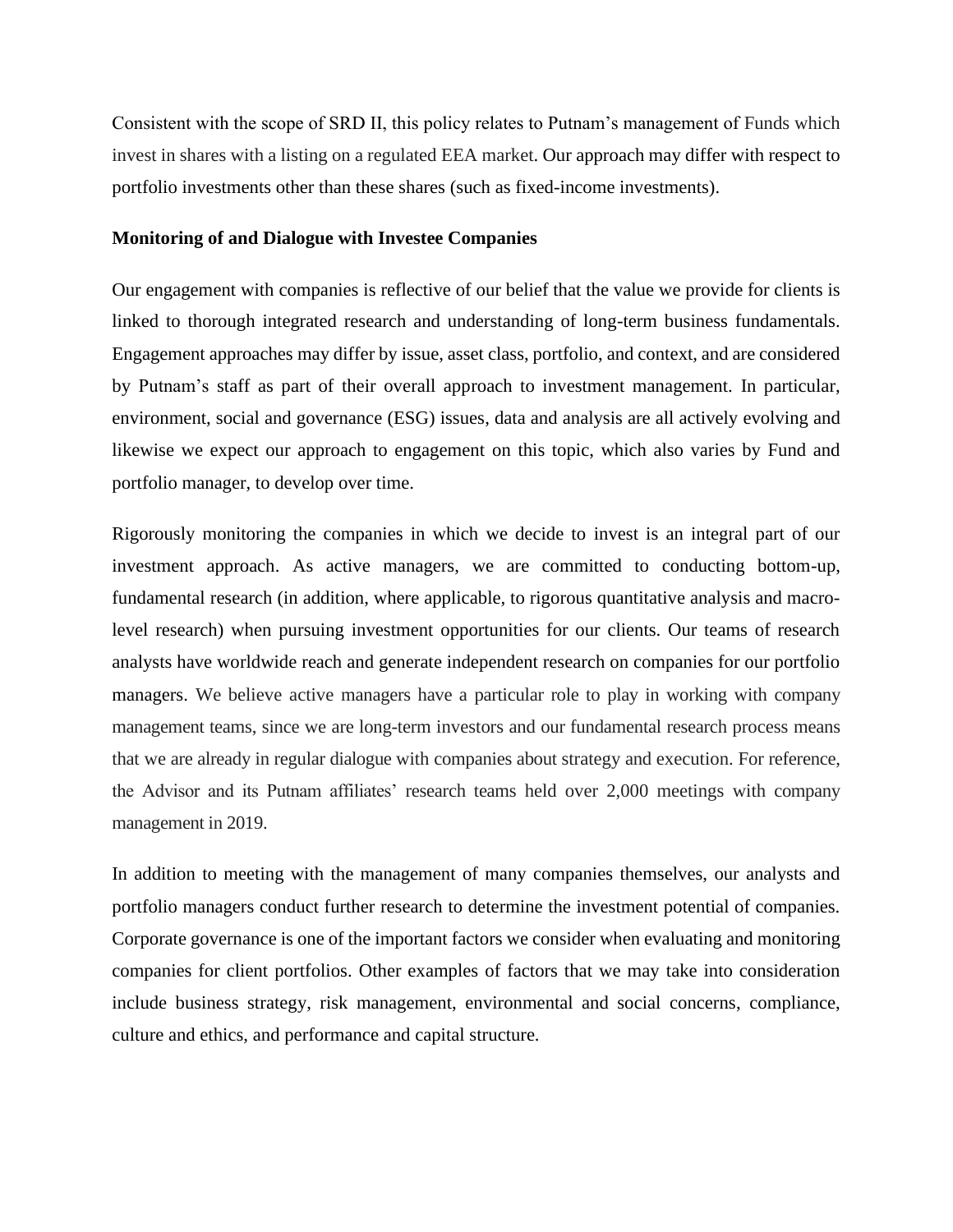Consistent with the scope of SRD II, this policy relates to Putnam's management of Funds which invest in shares with a listing on a regulated EEA market. Our approach may differ with respect to portfolio investments other than these shares (such as fixed-income investments).

**Monitoring of and Dialogue with Investee Companies**

Our engagement with companies is reflective of our belief that the value we provide for clients is linked to thorough integrated research and understanding of long-term business fundamentals. Engagement approaches may differ by issue, asset class, portfolio, and context, and are considered by Putnam's staff as part of their overall approach to investment management. In particular, environment, social and governance (ESG) issues, data and analysis are all actively evolving and likewise we expect our approach to engagement on this topic, which also varies by Fund and portfolio manager, to develop over time.

Rigorously monitoring the companies in which we decide to invest is an integral part of our investment approach. As active managers, we are committed to conducting bottom-up, fundamental research (in addition, where applicable, to rigorous quantitative analysis and macro-level research) when pursuing investment opportunities for our clients. Our teams of research analysts have worldwide reach and generate independent research on companies for our portfolio managers. We believe active managers have a particular role to play in working with company management teams, since we are long-term investors and our fundamental research process means that we are already in regular dialogue with companies about strategy and execution. For reference, the Advisor and its Putnam affiliates' research teams held over 2,000 meetings with company management in 2019.

In addition to meeting with the management of many companies themselves, our analysts and portfolio managers conduct further research to determine the investment potential of companies. Corporate governance is one of the important factors we consider when evaluating and monitoring companies for client portfolios. Other examples of factors that we may take into consideration include business strategy, risk management, environmental and social concerns, compliance, culture and ethics, and performance and capital structure.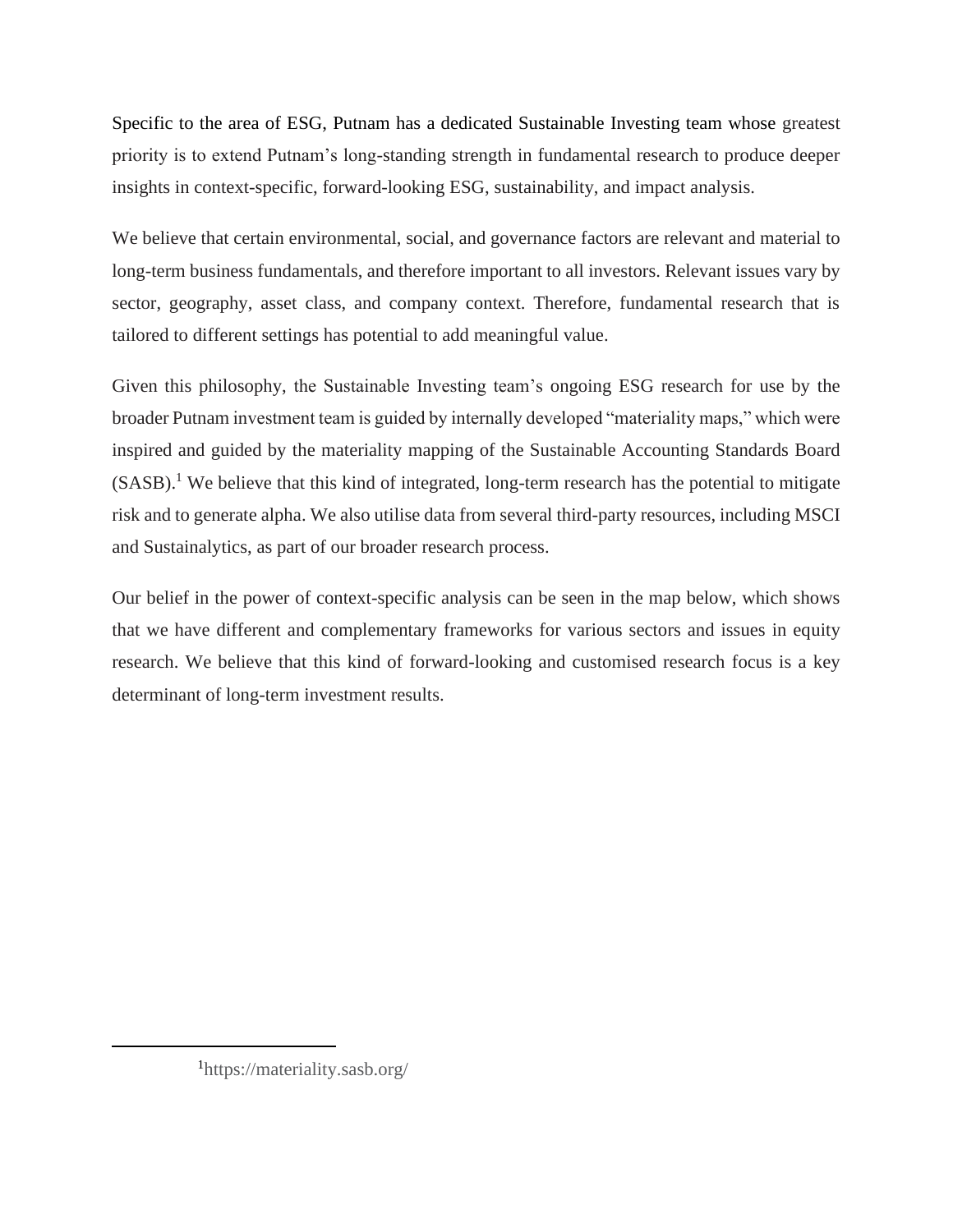Specific to the area of ESG, Putnam has a dedicated Sustainable Investing team whose greatest priority is to extend Putnam's long-standing strength in fundamental research to produce deeper insights in context-specific, forward-looking ESG, sustainability, and impact analysis.

We believe that certain environmental, social, and governance factors are relevant and material to long-term business fundamentals, and therefore important to all investors. Relevant issues vary by sector, geography, asset class, and company context. Therefore, fundamental research that is tailored to different settings has potential to add meaningful value.

Given this philosophy, the Sustainable Investing team's ongoing ESG research for use by the broader Putnam investment team is guided by internally developed "materiality maps," which were inspired and guided by the materiality mapping of the Sustainable Accounting Standards Board (SASB).[1] We believe that this kind of integrated, long-term research has the potential to mitigate risk and to generate alpha. We also utilise data from several third-party resources, including MSCI and Sustainalytics, as part of our broader research process.

Our belief in the power of context-specific analysis can be seen in the map below, which shows that we have different and complementary frameworks for various sectors and issues in equity research. We believe that this kind of forward-looking and customised research focus is a key determinant of long-term investment results.

---

[1] https://materiality.sasb.org/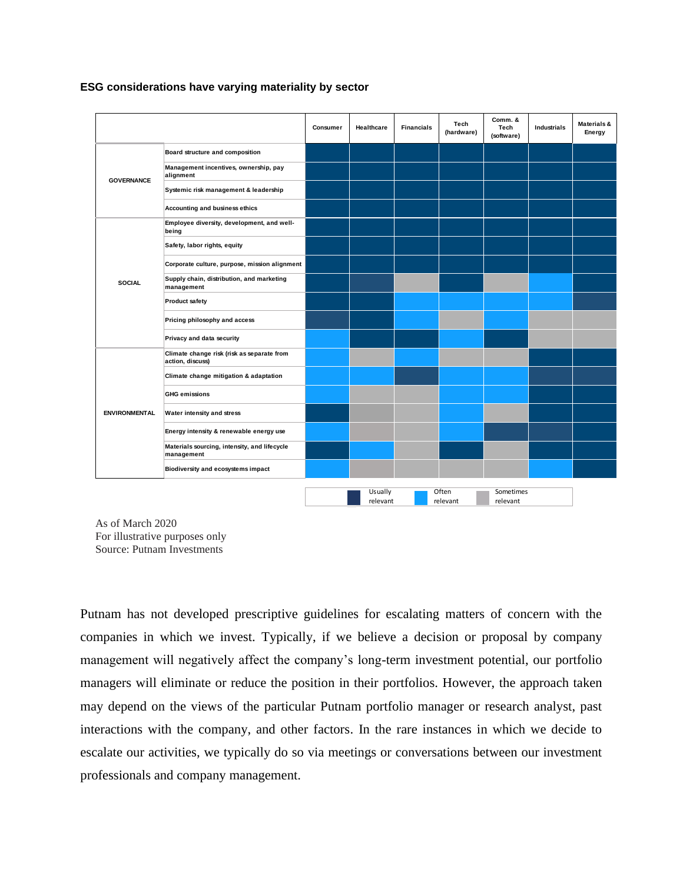**ESG considerations have varying materiality by sector**

| | | Consumer | Healthcare | Financials | Tech (hardware) | Comm. & Tech (software) | Industrials | Materials & Energy |
|---|---|---|---|---|---|---|---|---|
| GOVERNANCE | Board structure and composition | Usually relevant | Usually relevant | Usually relevant | Usually relevant | Usually relevant | Usually relevant | Usually relevant |
| | Management incentives, ownership, pay alignment | Usually relevant | Usually relevant | Usually relevant | Usually relevant | Usually relevant | Usually relevant | Usually relevant |
| | Systemic risk management & leadership | Usually relevant | Usually relevant | Usually relevant | Usually relevant | Usually relevant | Usually relevant | Usually relevant |
| | Accounting and business ethics | Usually relevant | Usually relevant | Usually relevant | Usually relevant | Usually relevant | Usually relevant | Usually relevant |
| SOCIAL | Employee diversity, development, and well-being | Usually relevant | Usually relevant | Usually relevant | Usually relevant | Usually relevant | Usually relevant | Usually relevant |
| | Safety, labor rights, equity | Usually relevant | Usually relevant | Usually relevant | Usually relevant | Usually relevant | Usually relevant | Usually relevant |
| | Corporate culture, purpose, mission alignment | Usually relevant | Usually relevant | Usually relevant | Usually relevant | Usually relevant | Usually relevant | Usually relevant |
| | Supply chain, distribution, and marketing management | Usually relevant | Usually relevant | Sometimes relevant | Usually relevant | Sometimes relevant | Often relevant | Usually relevant |
| | Product safety | Usually relevant | Usually relevant | Often relevant | Often relevant | Often relevant | Often relevant | Usually relevant |
| | Pricing philosophy and access | Usually relevant | Usually relevant | Often relevant | Sometimes relevant | Often relevant | Sometimes relevant | Sometimes relevant |
| | Privacy and data security | Often relevant | Usually relevant | Usually relevant | Often relevant | Usually relevant | Sometimes relevant | Sometimes relevant |
| ENVIRONMENTAL | Climate change risk (risk as separate from action, discuss) | Often relevant | Sometimes relevant | Often relevant | Sometimes relevant | Sometimes relevant | Usually relevant | Usually relevant |
| | Climate change mitigation & adaptation | Often relevant | Often relevant | Usually relevant | Often relevant | Often relevant | Usually relevant | Usually relevant |
| | GHG emissions | Often relevant | Sometimes relevant | Sometimes relevant | Often relevant | Often relevant | Usually relevant | Usually relevant |
| | Water intensity and stress | Usually relevant | Sometimes relevant | Sometimes relevant | Often relevant | Sometimes relevant | Usually relevant | Usually relevant |
| | Energy intensity & renewable energy use | Often relevant | Sometimes relevant | Sometimes relevant | Often relevant | Usually relevant | Usually relevant | Usually relevant |
| | Materials sourcing, intensity, and lifecycle management | Usually relevant | Often relevant | Sometimes relevant | Usually relevant | Sometimes relevant | Usually relevant | Usually relevant |
| | Biodiversity and ecosystems impact | Often relevant | Sometimes relevant | Sometimes relevant | Sometimes relevant | Sometimes relevant | Often relevant | Usually relevant |

Legend: Usually relevant / Often relevant / Sometimes relevant

As of March 2020
For illustrative purposes only
Source: Putnam Investments

Putnam has not developed prescriptive guidelines for escalating matters of concern with the companies in which we invest. Typically, if we believe a decision or proposal by company management will negatively affect the company's long-term investment potential, our portfolio managers will eliminate or reduce the position in their portfolios. However, the approach taken may depend on the views of the particular Putnam portfolio manager or research analyst, past interactions with the company, and other factors. In the rare instances in which we decide to escalate our activities, we typically do so via meetings or conversations between our investment professionals and company management.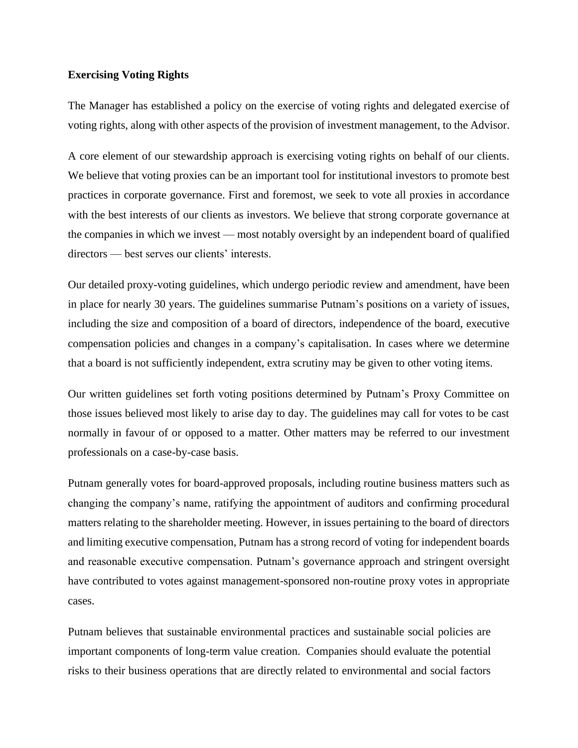**Exercising Voting Rights**

The Manager has established a policy on the exercise of voting rights and delegated exercise of voting rights, along with other aspects of the provision of investment management, to the Advisor.

A core element of our stewardship approach is exercising voting rights on behalf of our clients. We believe that voting proxies can be an important tool for institutional investors to promote best practices in corporate governance. First and foremost, we seek to vote all proxies in accordance with the best interests of our clients as investors. We believe that strong corporate governance at the companies in which we invest — most notably oversight by an independent board of qualified directors — best serves our clients' interests.

Our detailed proxy-voting guidelines, which undergo periodic review and amendment, have been in place for nearly 30 years. The guidelines summarise Putnam's positions on a variety of issues, including the size and composition of a board of directors, independence of the board, executive compensation policies and changes in a company's capitalisation. In cases where we determine that a board is not sufficiently independent, extra scrutiny may be given to other voting items.

Our written guidelines set forth voting positions determined by Putnam's Proxy Committee on those issues believed most likely to arise day to day. The guidelines may call for votes to be cast normally in favour of or opposed to a matter. Other matters may be referred to our investment professionals on a case-by-case basis.

Putnam generally votes for board-approved proposals, including routine business matters such as changing the company's name, ratifying the appointment of auditors and confirming procedural matters relating to the shareholder meeting. However, in issues pertaining to the board of directors and limiting executive compensation, Putnam has a strong record of voting for independent boards and reasonable executive compensation. Putnam's governance approach and stringent oversight have contributed to votes against management-sponsored non-routine proxy votes in appropriate cases.

Putnam believes that sustainable environmental practices and sustainable social policies are important components of long-term value creation. Companies should evaluate the potential risks to their business operations that are directly related to environmental and social factors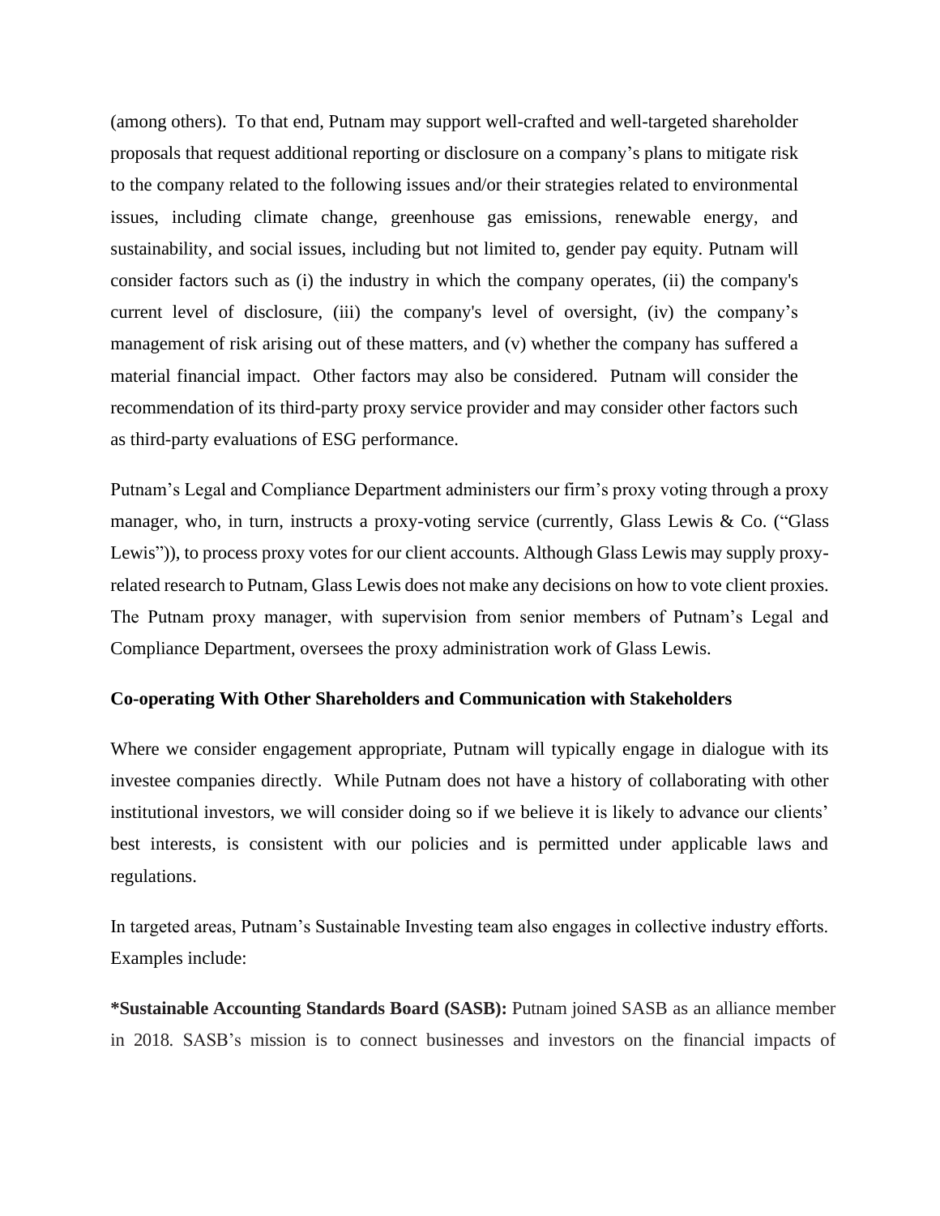(among others). To that end, Putnam may support well-crafted and well-targeted shareholder proposals that request additional reporting or disclosure on a company's plans to mitigate risk to the company related to the following issues and/or their strategies related to environmental issues, including climate change, greenhouse gas emissions, renewable energy, and sustainability, and social issues, including but not limited to, gender pay equity. Putnam will consider factors such as (i) the industry in which the company operates, (ii) the company's current level of disclosure, (iii) the company's level of oversight, (iv) the company's management of risk arising out of these matters, and (v) whether the company has suffered a material financial impact. Other factors may also be considered. Putnam will consider the recommendation of its third-party proxy service provider and may consider other factors such as third-party evaluations of ESG performance.

Putnam's Legal and Compliance Department administers our firm's proxy voting through a proxy manager, who, in turn, instructs a proxy-voting service (currently, Glass Lewis & Co. ("Glass Lewis")), to process proxy votes for our client accounts. Although Glass Lewis may supply proxy-related research to Putnam, Glass Lewis does not make any decisions on how to vote client proxies. The Putnam proxy manager, with supervision from senior members of Putnam's Legal and Compliance Department, oversees the proxy administration work of Glass Lewis.

**Co-operating With Other Shareholders and Communication with Stakeholders**

Where we consider engagement appropriate, Putnam will typically engage in dialogue with its investee companies directly. While Putnam does not have a history of collaborating with other institutional investors, we will consider doing so if we believe it is likely to advance our clients' best interests, is consistent with our policies and is permitted under applicable laws and regulations.

In targeted areas, Putnam's Sustainable Investing team also engages in collective industry efforts. Examples include:

**\*Sustainable Accounting Standards Board (SASB):** Putnam joined SASB as an alliance member in 2018. SASB's mission is to connect businesses and investors on the financial impacts of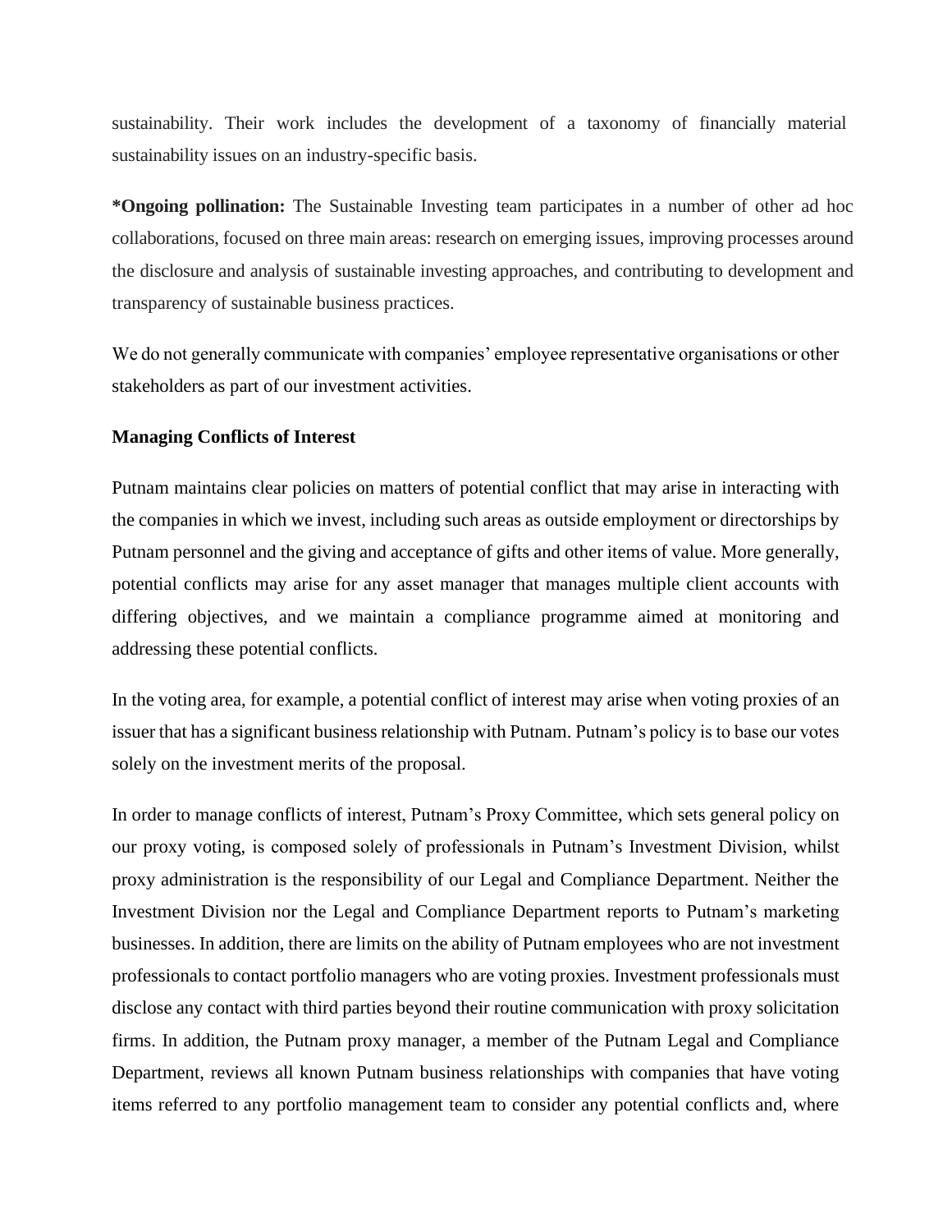sustainability. Their work includes the development of a taxonomy of financially material sustainability issues on an industry-specific basis.

***Ongoing pollination:** The Sustainable Investing team participates in a number of other ad hoc collaborations, focused on three main areas: research on emerging issues, improving processes around the disclosure and analysis of sustainable investing approaches, and contributing to development and transparency of sustainable business practices.

We do not generally communicate with companies' employee representative organisations or other stakeholders as part of our investment activities.

**Managing Conflicts of Interest**

Putnam maintains clear policies on matters of potential conflict that may arise in interacting with the companies in which we invest, including such areas as outside employment or directorships by Putnam personnel and the giving and acceptance of gifts and other items of value. More generally, potential conflicts may arise for any asset manager that manages multiple client accounts with differing objectives, and we maintain a compliance programme aimed at monitoring and addressing these potential conflicts.

In the voting area, for example, a potential conflict of interest may arise when voting proxies of an issuer that has a significant business relationship with Putnam. Putnam's policy is to base our votes solely on the investment merits of the proposal.

In order to manage conflicts of interest, Putnam's Proxy Committee, which sets general policy on our proxy voting, is composed solely of professionals in Putnam's Investment Division, whilst proxy administration is the responsibility of our Legal and Compliance Department. Neither the Investment Division nor the Legal and Compliance Department reports to Putnam's marketing businesses. In addition, there are limits on the ability of Putnam employees who are not investment professionals to contact portfolio managers who are voting proxies. Investment professionals must disclose any contact with third parties beyond their routine communication with proxy solicitation firms. In addition, the Putnam proxy manager, a member of the Putnam Legal and Compliance Department, reviews all known Putnam business relationships with companies that have voting items referred to any portfolio management team to consider any potential conflicts and, where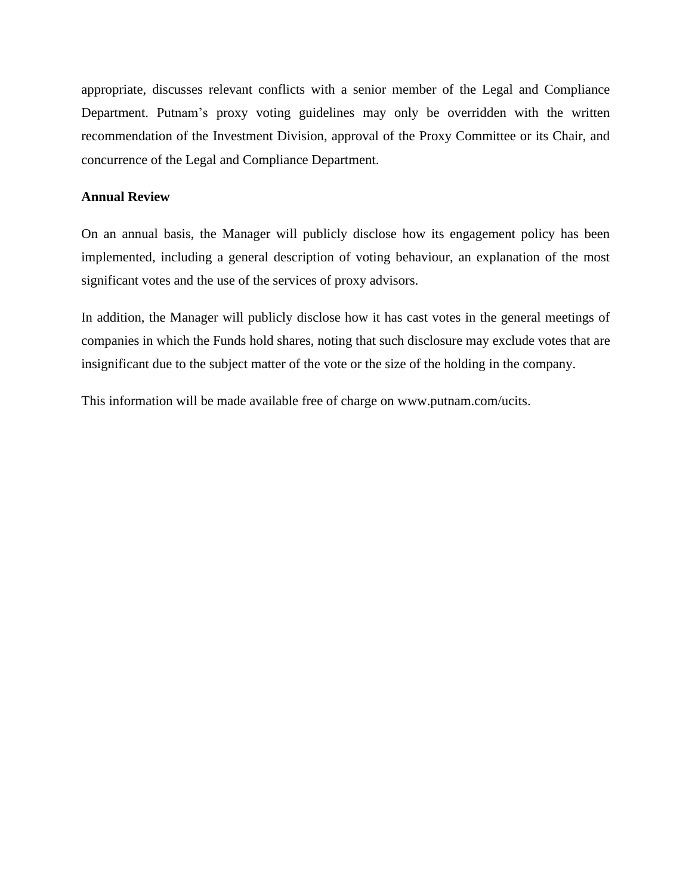appropriate, discusses relevant conflicts with a senior member of the Legal and Compliance Department. Putnam's proxy voting guidelines may only be overridden with the written recommendation of the Investment Division, approval of the Proxy Committee or its Chair, and concurrence of the Legal and Compliance Department.

**Annual Review**

On an annual basis, the Manager will publicly disclose how its engagement policy has been implemented, including a general description of voting behaviour, an explanation of the most significant votes and the use of the services of proxy advisors.

In addition, the Manager will publicly disclose how it has cast votes in the general meetings of companies in which the Funds hold shares, noting that such disclosure may exclude votes that are insignificant due to the subject matter of the vote or the size of the holding in the company.

This information will be made available free of charge on www.putnam.com/ucits.